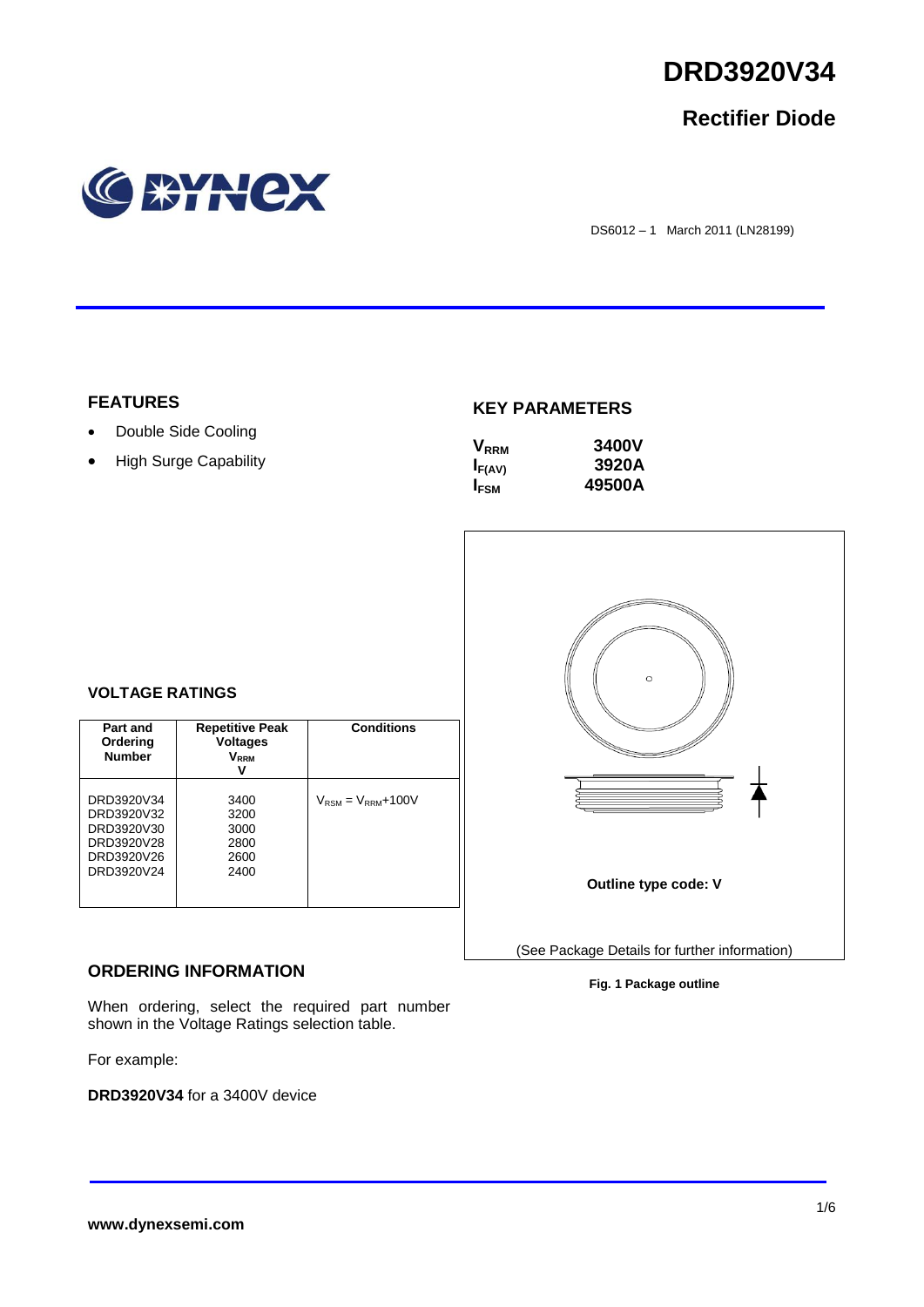# DRD3920V34

## Rectifier Diode

DS6012 – 1 March 2011 (LN28199)

### FEATURES

- Double Side Cooling
- High Surge Capability

### KEY PARAMETERS

| | |
|---|---|
| $V_{RRM}$ | **3400V** |
| $I_{F(AV)}$ | **3920A** |
| $I_{FSM}$ | **49500A** |

### VOLTAGE RATINGS

| Part and Ordering Number | Repetitive Peak Voltages $V_{RRM}$ V | Conditions |
|---|---|---|
| DRD3920V34 | 3400 | $V_{RSM} = V_{RRM}$+100V |
| DRD3920V32 | 3200 | |
| DRD3920V30 | 3000 | |
| DRD3920V28 | 2800 | |
| DRD3920V26 | 2600 | |
| DRD3920V24 | 2400 | |

**Outline type code: V**

(See Package Details for further information)

**Fig. 1 Package outline**

### ORDERING INFORMATION

When ordering, select the required part number shown in the Voltage Ratings selection table.

For example:

**DRD3920V34** for a 3400V device

**www.dynexsemi.com**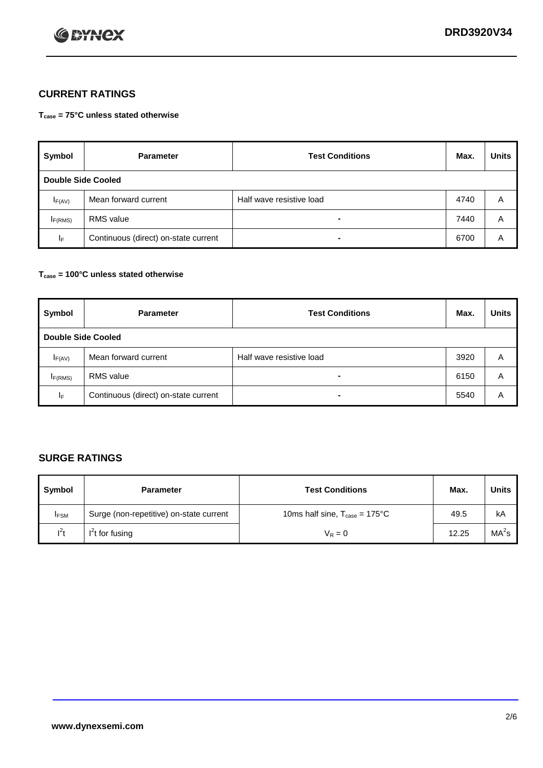## CURRENT RATINGS

**$T_{case}$ = 75°C unless stated otherwise**

| Symbol | Parameter | Test Conditions | Max. | Units |
|---|---|---|---|---|
| **Double Side Cooled** | | | | |
| $I_{F(AV)}$ | Mean forward current | Half wave resistive load | 4740 | A |
| $I_{F(RMS)}$ | RMS value | - | 7440 | A |
| $I_F$ | Continuous (direct) on-state current | - | 6700 | A |

**$T_{case}$ = 100°C unless stated otherwise**

| Symbol | Parameter | Test Conditions | Max. | Units |
|---|---|---|---|---|
| **Double Side Cooled** | | | | |
| $I_{F(AV)}$ | Mean forward current | Half wave resistive load | 3920 | A |
| $I_{F(RMS)}$ | RMS value | - | 6150 | A |
| $I_F$ | Continuous (direct) on-state current | - | 5540 | A |

## SURGE RATINGS

| Symbol | Parameter | Test Conditions | Max. | Units |
|---|---|---|---|---|
| $I_{FSM}$ | Surge (non-repetitive) on-state current | 10ms half sine, $T_{case}$ = 175°C | 49.5 | kA |
| $I^2t$ | $I^2t$ for fusing | $V_R = 0$ | 12.25 | $MA^2s$ |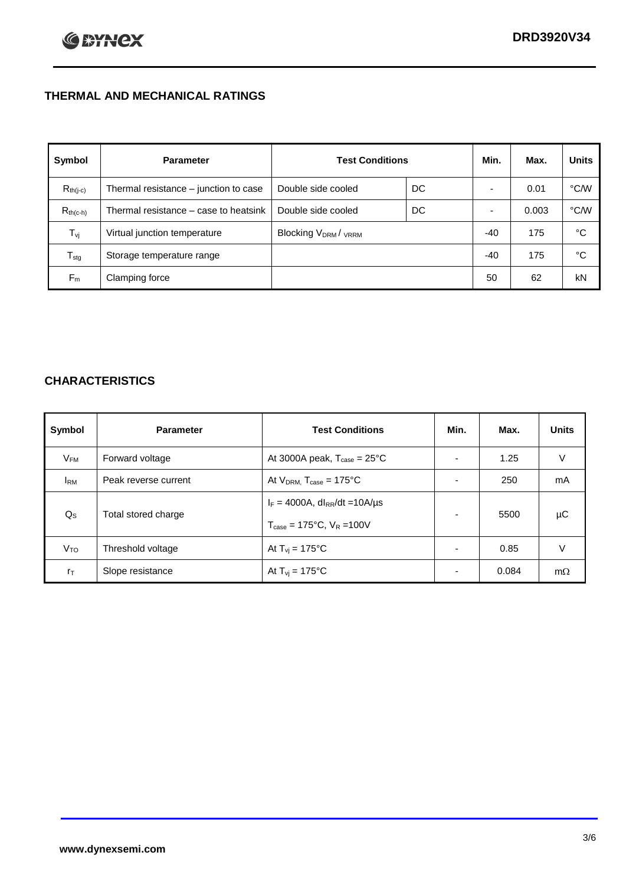## THERMAL AND MECHANICAL RATINGS

| Symbol | Parameter | Test Conditions | | Min. | Max. | Units |
|---|---|---|---|---|---|---|
| $R_{th(j-c)}$ | Thermal resistance – junction to case | Double side cooled | DC | - | 0.01 | °C/W |
| $R_{th(c-h)}$ | Thermal resistance – case to heatsink | Double side cooled | DC | - | 0.003 | °C/W |
| $T_{vj}$ | Virtual junction temperature | Blocking $V_{DRM}$ / $V_{RRM}$ | | -40 | 175 | °C |
| $T_{stg}$ | Storage temperature range | | | -40 | 175 | °C |
| $F_m$ | Clamping force | | | 50 | 62 | kN |

## CHARACTERISTICS

| Symbol | Parameter | Test Conditions | Min. | Max. | Units |
|---|---|---|---|---|---|
| $V_{FM}$ | Forward voltage | At 3000A peak, $T_{case}$ = 25°C | - | 1.25 | V |
| $I_{RM}$ | Peak reverse current | At $V_{DRM}$, $T_{case}$ = 175°C | - | 250 | mA |
| $Q_S$ | Total stored charge | $I_F$ = 4000A, $dI_{RR}/dt$ =10A/µs<br>$T_{case}$ = 175°C, $V_R$ =100V | - | 5500 | µC |
| $V_{TO}$ | Threshold voltage | At $T_{vj}$ = 175°C | - | 0.85 | V |
| $r_T$ | Slope resistance | At $T_{vj}$ = 175°C | - | 0.084 | mΩ |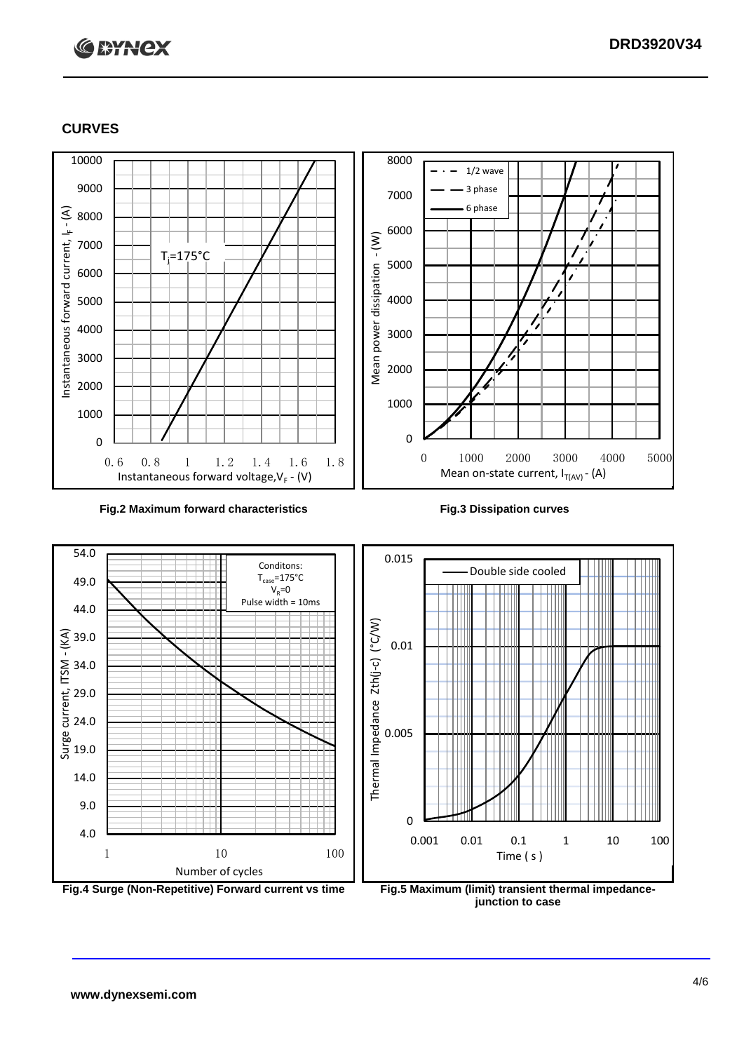## CURVES

Fig.2 Maximum forward characteristics

Fig.3 Dissipation curves

Fig.4 Surge (Non-Repetitive) Forward current vs time

Fig.5 Maximum (limit) transient thermal impedance-junction to case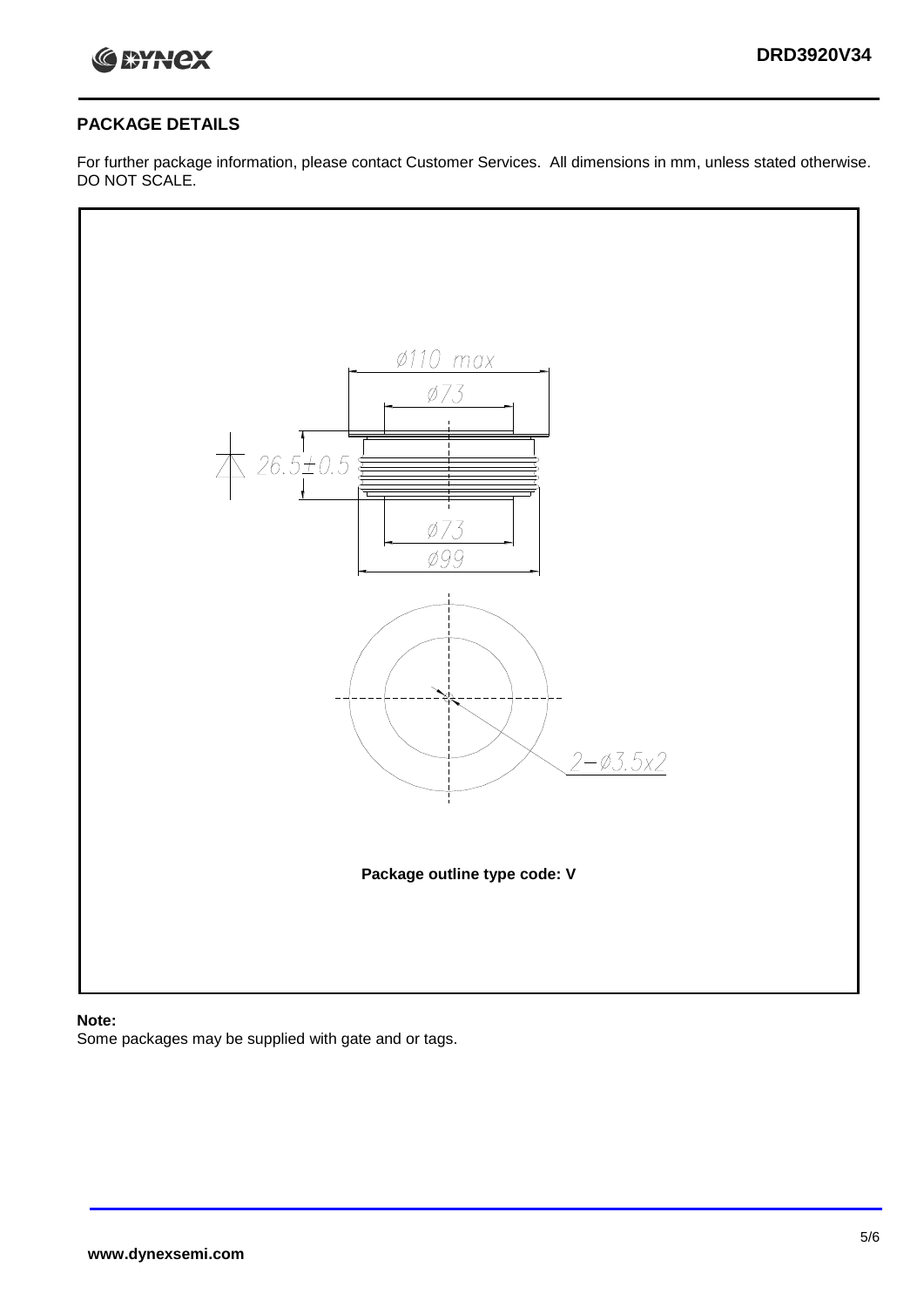## PACKAGE DETAILS

For further package information, please contact Customer Services. All dimensions in mm, unless stated otherwise. DO NOT SCALE.

Ø110 max

Ø73

26.5±0.5

Ø73

Ø99

2−Ø3.5x2

**Package outline type code: V**

**Note:**

Some packages may be supplied with gate and or tags.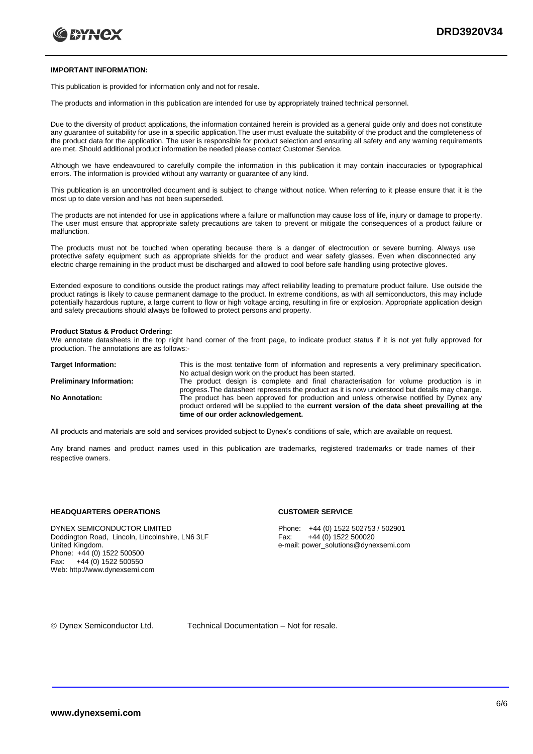**IMPORTANT INFORMATION:**

This publication is provided for information only and not for resale.

The products and information in this publication are intended for use by appropriately trained technical personnel.

Due to the diversity of product applications, the information contained herein is provided as a general guide only and does not constitute any guarantee of suitability for use in a specific application.The user must evaluate the suitability of the product and the completeness of the product data for the application. The user is responsible for product selection and ensuring all safety and any warning requirements are met. Should additional product information be needed please contact Customer Service.

Although we have endeavoured to carefully compile the information in this publication it may contain inaccuracies or typographical errors. The information is provided without any warranty or guarantee of any kind.

This publication is an uncontrolled document and is subject to change without notice. When referring to it please ensure that it is the most up to date version and has not been superseded.

The products are not intended for use in applications where a failure or malfunction may cause loss of life, injury or damage to property. The user must ensure that appropriate safety precautions are taken to prevent or mitigate the consequences of a product failure or malfunction.

The products must not be touched when operating because there is a danger of electrocution or severe burning. Always use protective safety equipment such as appropriate shields for the product and wear safety glasses. Even when disconnected any electric charge remaining in the product must be discharged and allowed to cool before safe handling using protective gloves.

Extended exposure to conditions outside the product ratings may affect reliability leading to premature product failure. Use outside the product ratings is likely to cause permanent damage to the product. In extreme conditions, as with all semiconductors, this may include potentially hazardous rupture, a large current to flow or high voltage arcing, resulting in fire or explosion. Appropriate application design and safety precautions should always be followed to protect persons and property.

**Product Status & Product Ordering:**

We annotate datasheets in the top right hand corner of the front page, to indicate product status if it is not yet fully approved for production. The annotations are as follows:-

| | |
|---|---|
| **Target Information:** | This is the most tentative form of information and represents a very preliminary specification. No actual design work on the product has been started. |
| **Preliminary Information:** | The product design is complete and final characterisation for volume production is in progress.The datasheet represents the product as it is now understood but details may change. |
| **No Annotation:** | The product has been approved for production and unless otherwise notified by Dynex any product ordered will be supplied to the **current version of the data sheet prevailing at the time of our order acknowledgement.** |

All products and materials are sold and services provided subject to Dynex's conditions of sale, which are available on request.

Any brand names and product names used in this publication are trademarks, registered trademarks or trade names of their respective owners.

**HEADQUARTERS OPERATIONS**

DYNEX SEMICONDUCTOR LIMITED
Doddington Road, Lincoln, Lincolnshire, LN6 3LF
United Kingdom.
Phone: +44 (0) 1522 500500
Fax: +44 (0) 1522 500550
Web: http://www.dynexsemi.com

**CUSTOMER SERVICE**

Phone: +44 (0) 1522 502753 / 502901
Fax: +44 (0) 1522 500020
e-mail: power_solutions@dynexsemi.com

© Dynex Semiconductor Ltd. Technical Documentation – Not for resale.